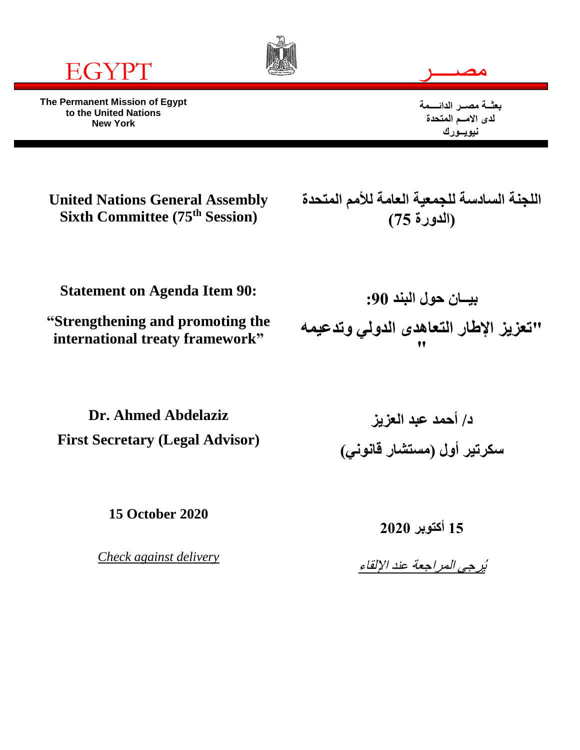EGYPT

مصـــــر

**The Permanent Mission of Egypt to the United Nations New York**

**بعثــة مصــر الدائـــــمة لدى الامــم المتحدة نيويــورك**

**United Nations General Assembly Sixth Committee (75th Session)**

**اللجنة السادسة للجمعية العامة للأمم المتحدة (الدورة 75)**

**Statement on Agenda Item 90:**

**"Strengthening and promoting the international treaty framework"**

**بيــان حول البند 90:**

**"تعزيز الإطار التعاهدى الدولي وتدعيمه"**

**Dr. Ahmed Abdelaziz**

**First Secretary (Legal Advisor)**

**د/ أحمد عبد العزيز**

**سكرتير أول (مستشار قانوني)**

**15 October 2020**

**15 أكتوبر 2020**

*Check against delivery*

*يُرجى المراجعة عند الإلقاء*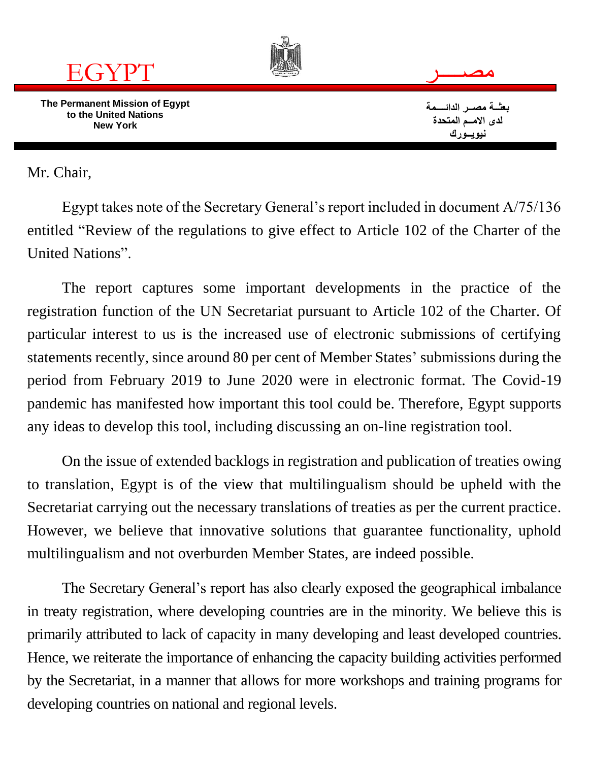EGYPT

مصـــــر

**The Permanent Mission of Egypt to the United Nations New York**

**بعثـة مصـر الدائــــمة لدى الامــم المتحدة نيويــورك**

Mr. Chair,

Egypt takes note of the Secretary General's report included in document A/75/136 entitled "Review of the regulations to give effect to Article 102 of the Charter of the United Nations".

The report captures some important developments in the practice of the registration function of the UN Secretariat pursuant to Article 102 of the Charter. Of particular interest to us is the increased use of electronic submissions of certifying statements recently, since around 80 per cent of Member States' submissions during the period from February 2019 to June 2020 were in electronic format. The Covid-19 pandemic has manifested how important this tool could be. Therefore, Egypt supports any ideas to develop this tool, including discussing an on-line registration tool.

On the issue of extended backlogs in registration and publication of treaties owing to translation, Egypt is of the view that multilingualism should be upheld with the Secretariat carrying out the necessary translations of treaties as per the current practice. However, we believe that innovative solutions that guarantee functionality, uphold multilingualism and not overburden Member States, are indeed possible.

The Secretary General's report has also clearly exposed the geographical imbalance in treaty registration, where developing countries are in the minority. We believe this is primarily attributed to lack of capacity in many developing and least developed countries. Hence, we reiterate the importance of enhancing the capacity building activities performed by the Secretariat, in a manner that allows for more workshops and training programs for developing countries on national and regional levels.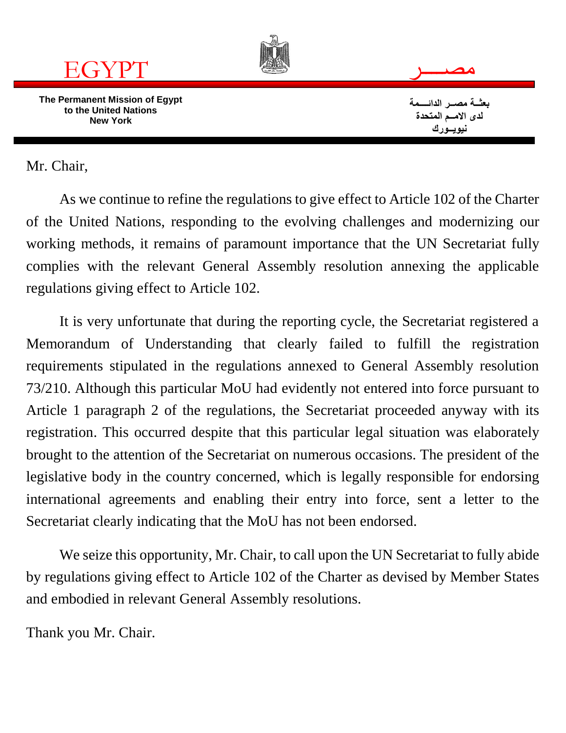EGYPT

مصــــر

**The Permanent Mission of Egypt to the United Nations New York**

**بعثــة مصــر الدائـــمة لدى الامــم المتحدة نيويــورك**

Mr. Chair,

As we continue to refine the regulations to give effect to Article 102 of the Charter of the United Nations, responding to the evolving challenges and modernizing our working methods, it remains of paramount importance that the UN Secretariat fully complies with the relevant General Assembly resolution annexing the applicable regulations giving effect to Article 102.

It is very unfortunate that during the reporting cycle, the Secretariat registered a Memorandum of Understanding that clearly failed to fulfill the registration requirements stipulated in the regulations annexed to General Assembly resolution 73/210. Although this particular MoU had evidently not entered into force pursuant to Article 1 paragraph 2 of the regulations, the Secretariat proceeded anyway with its registration. This occurred despite that this particular legal situation was elaborately brought to the attention of the Secretariat on numerous occasions. The president of the legislative body in the country concerned, which is legally responsible for endorsing international agreements and enabling their entry into force, sent a letter to the Secretariat clearly indicating that the MoU has not been endorsed.

We seize this opportunity, Mr. Chair, to call upon the UN Secretariat to fully abide by regulations giving effect to Article 102 of the Charter as devised by Member States and embodied in relevant General Assembly resolutions.

Thank you Mr. Chair.